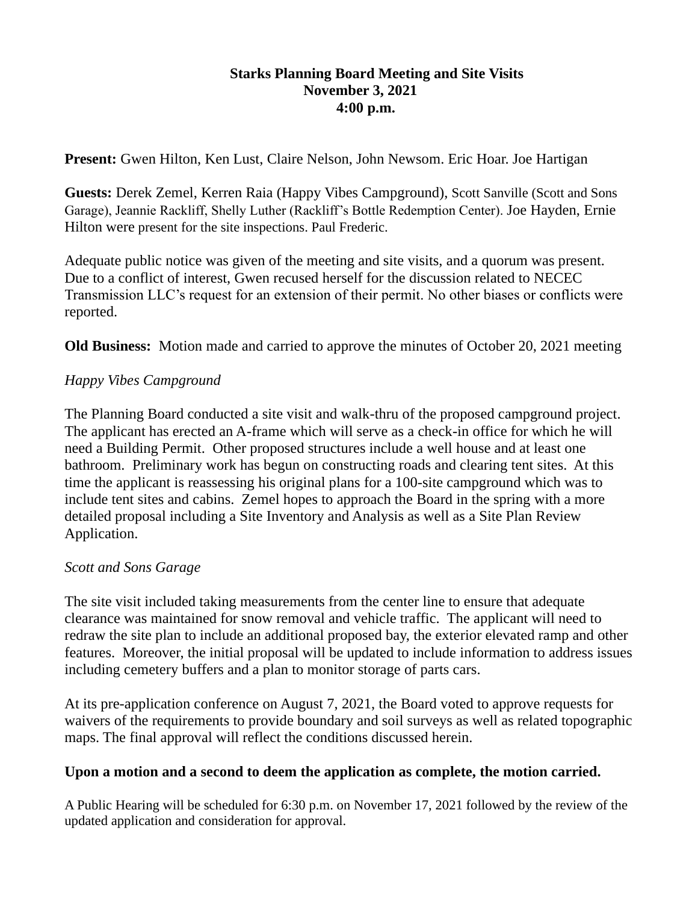**Starks Planning Board Meeting and Site Visits**
**November 3, 2021**
**4:00 p.m.**

**Present:** Gwen Hilton, Ken Lust, Claire Nelson, John Newsom. Eric Hoar. Joe Hartigan

**Guests:** Derek Zemel, Kerren Raia (Happy Vibes Campground), Scott Sanville (Scott and Sons Garage), Jeannie Rackliff, Shelly Luther (Rackliff's Bottle Redemption Center). Joe Hayden, Ernie Hilton were present for the site inspections. Paul Frederic.

Adequate public notice was given of the meeting and site visits, and a quorum was present. Due to a conflict of interest, Gwen recused herself for the discussion related to NECEC Transmission LLC's request for an extension of their permit. No other biases or conflicts were reported.

**Old Business:** Motion made and carried to approve the minutes of October 20, 2021 meeting

*Happy Vibes Campground*

The Planning Board conducted a site visit and walk-thru of the proposed campground project. The applicant has erected an A-frame which will serve as a check-in office for which he will need a Building Permit. Other proposed structures include a well house and at least one bathroom. Preliminary work has begun on constructing roads and clearing tent sites. At this time the applicant is reassessing his original plans for a 100-site campground which was to include tent sites and cabins. Zemel hopes to approach the Board in the spring with a more detailed proposal including a Site Inventory and Analysis as well as a Site Plan Review Application.

*Scott and Sons Garage*

The site visit included taking measurements from the center line to ensure that adequate clearance was maintained for snow removal and vehicle traffic. The applicant will need to redraw the site plan to include an additional proposed bay, the exterior elevated ramp and other features. Moreover, the initial proposal will be updated to include information to address issues including cemetery buffers and a plan to monitor storage of parts cars.

At its pre-application conference on August 7, 2021, the Board voted to approve requests for waivers of the requirements to provide boundary and soil surveys as well as related topographic maps. The final approval will reflect the conditions discussed herein.

**Upon a motion and a second to deem the application as complete, the motion carried.**

A Public Hearing will be scheduled for 6:30 p.m. on November 17, 2021 followed by the review of the updated application and consideration for approval.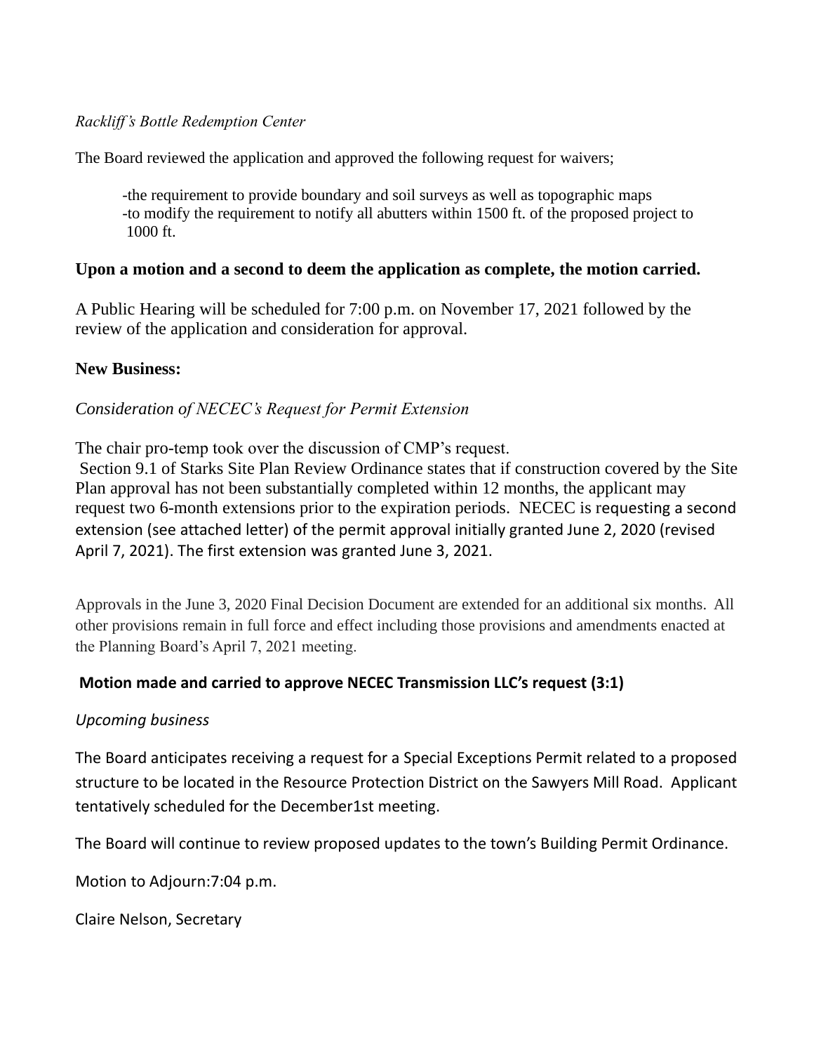*Rackliff's Bottle Redemption Center*

The Board reviewed the application and approved the following request for waivers;

-the requirement to provide boundary and soil surveys as well as topographic maps
-to modify the requirement to notify all abutters within 1500 ft. of the proposed project to 1000 ft.

**Upon a motion and a second to deem the application as complete, the motion carried.**

A Public Hearing will be scheduled for 7:00 p.m. on November 17, 2021 followed by the review of the application and consideration for approval.

**New Business:**

*Consideration of NECEC's Request for Permit Extension*

The chair pro-temp took over the discussion of CMP's request.
Section 9.1 of Starks Site Plan Review Ordinance states that if construction covered by the Site Plan approval has not been substantially completed within 12 months, the applicant may request two 6-month extensions prior to the expiration periods. NECEC is requesting a second extension (see attached letter) of the permit approval initially granted June 2, 2020 (revised April 7, 2021). The first extension was granted June 3, 2021.

Approvals in the June 3, 2020 Final Decision Document are extended for an additional six months. All other provisions remain in full force and effect including those provisions and amendments enacted at the Planning Board's April 7, 2021 meeting.

**Motion made and carried to approve NECEC Transmission LLC's request (3:1)**

*Upcoming business*

The Board anticipates receiving a request for a Special Exceptions Permit related to a proposed structure to be located in the Resource Protection District on the Sawyers Mill Road. Applicant tentatively scheduled for the December1st meeting.

The Board will continue to review proposed updates to the town's Building Permit Ordinance.

Motion to Adjourn:7:04 p.m.

Claire Nelson, Secretary